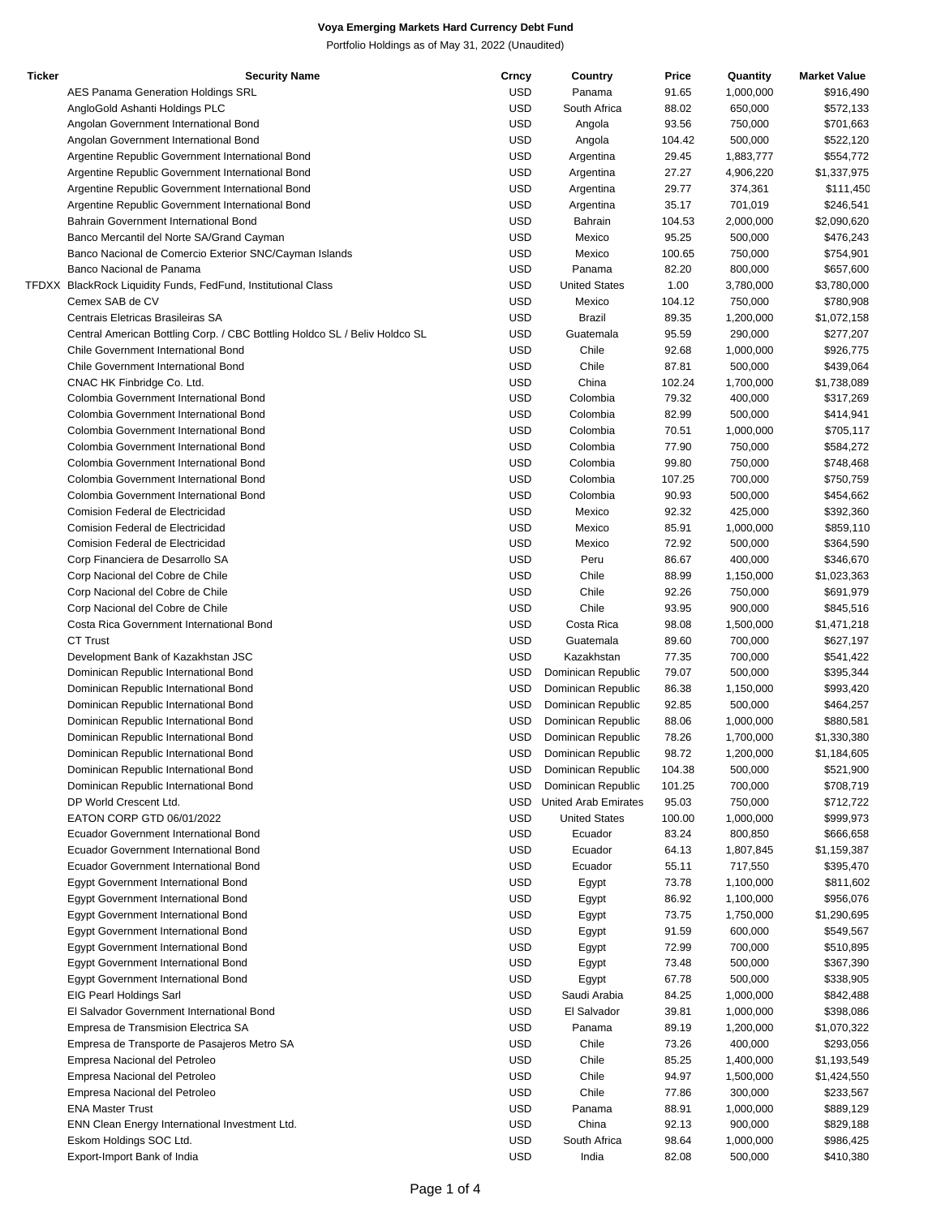**Voya Emerging Markets Hard Currency Debt Fund**

Portfolio Holdings as of May 31, 2022 (Unaudited)

| Ticker | Security Name | Crncy | Country | Price | Quantity | Market Value |
|---|---|---|---|---|---|---|
| | AES Panama Generation Holdings SRL | USD | Panama | 91.65 | 1,000,000 | $916,490 |
| | AngloGold Ashanti Holdings PLC | USD | South Africa | 88.02 | 650,000 | $572,133 |
| | Angolan Government International Bond | USD | Angola | 93.56 | 750,000 | $701,663 |
| | Angolan Government International Bond | USD | Angola | 104.42 | 500,000 | $522,120 |
| | Argentine Republic Government International Bond | USD | Argentina | 29.45 | 1,883,777 | $554,772 |
| | Argentine Republic Government International Bond | USD | Argentina | 27.27 | 4,906,220 | $1,337,975 |
| | Argentine Republic Government International Bond | USD | Argentina | 29.77 | 374,361 | $111,450 |
| | Argentine Republic Government International Bond | USD | Argentina | 35.17 | 701,019 | $246,541 |
| | Bahrain Government International Bond | USD | Bahrain | 104.53 | 2,000,000 | $2,090,620 |
| | Banco Mercantil del Norte SA/Grand Cayman | USD | Mexico | 95.25 | 500,000 | $476,243 |
| | Banco Nacional de Comercio Exterior SNC/Cayman Islands | USD | Mexico | 100.65 | 750,000 | $754,901 |
| | Banco Nacional de Panama | USD | Panama | 82.20 | 800,000 | $657,600 |
| TFDXX | BlackRock Liquidity Funds, FedFund, Institutional Class | USD | United States | 1.00 | 3,780,000 | $3,780,000 |
| | Cemex SAB de CV | USD | Mexico | 104.12 | 750,000 | $780,908 |
| | Centrais Eletricas Brasileiras SA | USD | Brazil | 89.35 | 1,200,000 | $1,072,158 |
| | Central American Bottling Corp. / CBC Bottling Holdco SL / Beliv Holdco SL | USD | Guatemala | 95.59 | 290,000 | $277,207 |
| | Chile Government International Bond | USD | Chile | 92.68 | 1,000,000 | $926,775 |
| | Chile Government International Bond | USD | Chile | 87.81 | 500,000 | $439,064 |
| | CNAC HK Finbridge Co. Ltd. | USD | China | 102.24 | 1,700,000 | $1,738,089 |
| | Colombia Government International Bond | USD | Colombia | 79.32 | 400,000 | $317,269 |
| | Colombia Government International Bond | USD | Colombia | 82.99 | 500,000 | $414,941 |
| | Colombia Government International Bond | USD | Colombia | 70.51 | 1,000,000 | $705,117 |
| | Colombia Government International Bond | USD | Colombia | 77.90 | 750,000 | $584,272 |
| | Colombia Government International Bond | USD | Colombia | 99.80 | 750,000 | $748,468 |
| | Colombia Government International Bond | USD | Colombia | 107.25 | 700,000 | $750,759 |
| | Colombia Government International Bond | USD | Colombia | 90.93 | 500,000 | $454,662 |
| | Comision Federal de Electricidad | USD | Mexico | 92.32 | 425,000 | $392,360 |
| | Comision Federal de Electricidad | USD | Mexico | 85.91 | 1,000,000 | $859,110 |
| | Comision Federal de Electricidad | USD | Mexico | 72.92 | 500,000 | $364,590 |
| | Corp Financiera de Desarrollo SA | USD | Peru | 86.67 | 400,000 | $346,670 |
| | Corp Nacional del Cobre de Chile | USD | Chile | 88.99 | 1,150,000 | $1,023,363 |
| | Corp Nacional del Cobre de Chile | USD | Chile | 92.26 | 750,000 | $691,979 |
| | Corp Nacional del Cobre de Chile | USD | Chile | 93.95 | 900,000 | $845,516 |
| | Costa Rica Government International Bond | USD | Costa Rica | 98.08 | 1,500,000 | $1,471,218 |
| | CT Trust | USD | Guatemala | 89.60 | 700,000 | $627,197 |
| | Development Bank of Kazakhstan JSC | USD | Kazakhstan | 77.35 | 700,000 | $541,422 |
| | Dominican Republic International Bond | USD | Dominican Republic | 79.07 | 500,000 | $395,344 |
| | Dominican Republic International Bond | USD | Dominican Republic | 86.38 | 1,150,000 | $993,420 |
| | Dominican Republic International Bond | USD | Dominican Republic | 92.85 | 500,000 | $464,257 |
| | Dominican Republic International Bond | USD | Dominican Republic | 88.06 | 1,000,000 | $880,581 |
| | Dominican Republic International Bond | USD | Dominican Republic | 78.26 | 1,700,000 | $1,330,380 |
| | Dominican Republic International Bond | USD | Dominican Republic | 98.72 | 1,200,000 | $1,184,605 |
| | Dominican Republic International Bond | USD | Dominican Republic | 104.38 | 500,000 | $521,900 |
| | Dominican Republic International Bond | USD | Dominican Republic | 101.25 | 700,000 | $708,719 |
| | DP World Crescent Ltd. | USD | United Arab Emirates | 95.03 | 750,000 | $712,722 |
| | EATON CORP GTD 06/01/2022 | USD | United States | 100.00 | 1,000,000 | $999,973 |
| | Ecuador Government International Bond | USD | Ecuador | 83.24 | 800,850 | $666,658 |
| | Ecuador Government International Bond | USD | Ecuador | 64.13 | 1,807,845 | $1,159,387 |
| | Ecuador Government International Bond | USD | Ecuador | 55.11 | 717,550 | $395,470 |
| | Egypt Government International Bond | USD | Egypt | 73.78 | 1,100,000 | $811,602 |
| | Egypt Government International Bond | USD | Egypt | 86.92 | 1,100,000 | $956,076 |
| | Egypt Government International Bond | USD | Egypt | 73.75 | 1,750,000 | $1,290,695 |
| | Egypt Government International Bond | USD | Egypt | 91.59 | 600,000 | $549,567 |
| | Egypt Government International Bond | USD | Egypt | 72.99 | 700,000 | $510,895 |
| | Egypt Government International Bond | USD | Egypt | 73.48 | 500,000 | $367,390 |
| | Egypt Government International Bond | USD | Egypt | 67.78 | 500,000 | $338,905 |
| | EIG Pearl Holdings Sarl | USD | Saudi Arabia | 84.25 | 1,000,000 | $842,488 |
| | El Salvador Government International Bond | USD | El Salvador | 39.81 | 1,000,000 | $398,086 |
| | Empresa de Transmision Electrica SA | USD | Panama | 89.19 | 1,200,000 | $1,070,322 |
| | Empresa de Transporte de Pasajeros Metro SA | USD | Chile | 73.26 | 400,000 | $293,056 |
| | Empresa Nacional del Petroleo | USD | Chile | 85.25 | 1,400,000 | $1,193,549 |
| | Empresa Nacional del Petroleo | USD | Chile | 94.97 | 1,500,000 | $1,424,550 |
| | Empresa Nacional del Petroleo | USD | Chile | 77.86 | 300,000 | $233,567 |
| | ENA Master Trust | USD | Panama | 88.91 | 1,000,000 | $889,129 |
| | ENN Clean Energy International Investment Ltd. | USD | China | 92.13 | 900,000 | $829,188 |
| | Eskom Holdings SOC Ltd. | USD | South Africa | 98.64 | 1,000,000 | $986,425 |
| | Export-Import Bank of India | USD | India | 82.08 | 500,000 | $410,380 |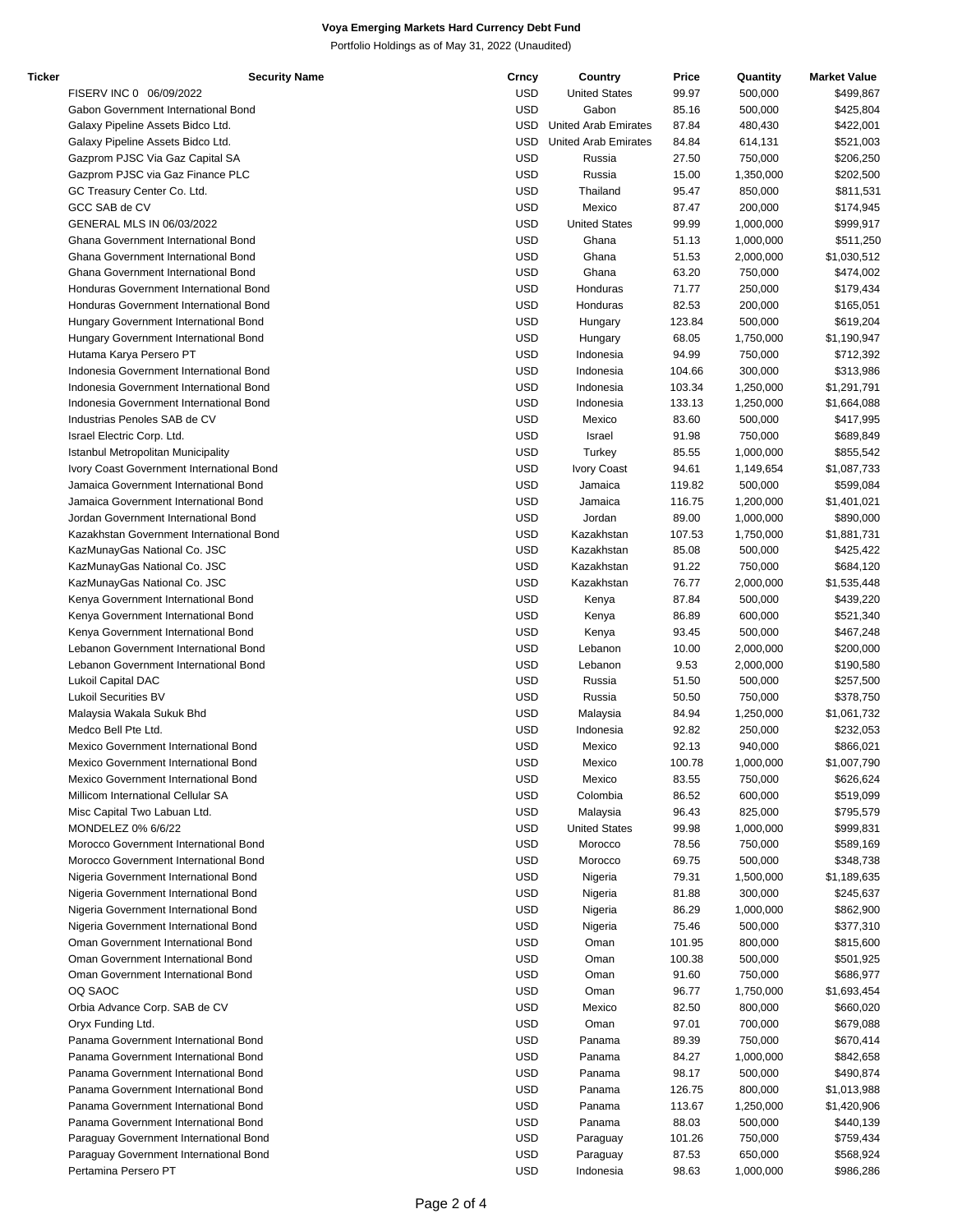**Voya Emerging Markets Hard Currency Debt Fund**

Portfolio Holdings as of May 31, 2022 (Unaudited)

| Ticker | Security Name | Crncy | Country | Price | Quantity | Market Value |
|---|---|---|---|---|---|---|
| | FISERV INC 0 06/09/2022 | USD | United States | 99.97 | 500,000 | $499,867 |
| | Gabon Government International Bond | USD | Gabon | 85.16 | 500,000 | $425,804 |
| | Galaxy Pipeline Assets Bidco Ltd. | USD | United Arab Emirates | 87.84 | 480,430 | $422,001 |
| | Galaxy Pipeline Assets Bidco Ltd. | USD | United Arab Emirates | 84.84 | 614,131 | $521,003 |
| | Gazprom PJSC Via Gaz Capital SA | USD | Russia | 27.50 | 750,000 | $206,250 |
| | Gazprom PJSC via Gaz Finance PLC | USD | Russia | 15.00 | 1,350,000 | $202,500 |
| | GC Treasury Center Co. Ltd. | USD | Thailand | 95.47 | 850,000 | $811,531 |
| | GCC SAB de CV | USD | Mexico | 87.47 | 200,000 | $174,945 |
| | GENERAL MLS IN 06/03/2022 | USD | United States | 99.99 | 1,000,000 | $999,917 |
| | Ghana Government International Bond | USD | Ghana | 51.13 | 1,000,000 | $511,250 |
| | Ghana Government International Bond | USD | Ghana | 51.53 | 2,000,000 | $1,030,512 |
| | Ghana Government International Bond | USD | Ghana | 63.20 | 750,000 | $474,002 |
| | Honduras Government International Bond | USD | Honduras | 71.77 | 250,000 | $179,434 |
| | Honduras Government International Bond | USD | Honduras | 82.53 | 200,000 | $165,051 |
| | Hungary Government International Bond | USD | Hungary | 123.84 | 500,000 | $619,204 |
| | Hungary Government International Bond | USD | Hungary | 68.05 | 1,750,000 | $1,190,947 |
| | Hutama Karya Persero PT | USD | Indonesia | 94.99 | 750,000 | $712,392 |
| | Indonesia Government International Bond | USD | Indonesia | 104.66 | 300,000 | $313,986 |
| | Indonesia Government International Bond | USD | Indonesia | 103.34 | 1,250,000 | $1,291,791 |
| | Indonesia Government International Bond | USD | Indonesia | 133.13 | 1,250,000 | $1,664,088 |
| | Industrias Penoles SAB de CV | USD | Mexico | 83.60 | 500,000 | $417,995 |
| | Israel Electric Corp. Ltd. | USD | Israel | 91.98 | 750,000 | $689,849 |
| | Istanbul Metropolitan Municipality | USD | Turkey | 85.55 | 1,000,000 | $855,542 |
| | Ivory Coast Government International Bond | USD | Ivory Coast | 94.61 | 1,149,654 | $1,087,733 |
| | Jamaica Government International Bond | USD | Jamaica | 119.82 | 500,000 | $599,084 |
| | Jamaica Government International Bond | USD | Jamaica | 116.75 | 1,200,000 | $1,401,021 |
| | Jordan Government International Bond | USD | Jordan | 89.00 | 1,000,000 | $890,000 |
| | Kazakhstan Government International Bond | USD | Kazakhstan | 107.53 | 1,750,000 | $1,881,731 |
| | KazMunayGas National Co. JSC | USD | Kazakhstan | 85.08 | 500,000 | $425,422 |
| | KazMunayGas National Co. JSC | USD | Kazakhstan | 91.22 | 750,000 | $684,120 |
| | KazMunayGas National Co. JSC | USD | Kazakhstan | 76.77 | 2,000,000 | $1,535,448 |
| | Kenya Government International Bond | USD | Kenya | 87.84 | 500,000 | $439,220 |
| | Kenya Government International Bond | USD | Kenya | 86.89 | 600,000 | $521,340 |
| | Kenya Government International Bond | USD | Kenya | 93.45 | 500,000 | $467,248 |
| | Lebanon Government International Bond | USD | Lebanon | 10.00 | 2,000,000 | $200,000 |
| | Lebanon Government International Bond | USD | Lebanon | 9.53 | 2,000,000 | $190,580 |
| | Lukoil Capital DAC | USD | Russia | 51.50 | 500,000 | $257,500 |
| | Lukoil Securities BV | USD | Russia | 50.50 | 750,000 | $378,750 |
| | Malaysia Wakala Sukuk Bhd | USD | Malaysia | 84.94 | 1,250,000 | $1,061,732 |
| | Medco Bell Pte Ltd. | USD | Indonesia | 92.82 | 250,000 | $232,053 |
| | Mexico Government International Bond | USD | Mexico | 92.13 | 940,000 | $866,021 |
| | Mexico Government International Bond | USD | Mexico | 100.78 | 1,000,000 | $1,007,790 |
| | Mexico Government International Bond | USD | Mexico | 83.55 | 750,000 | $626,624 |
| | Millicom International Cellular SA | USD | Colombia | 86.52 | 600,000 | $519,099 |
| | Misc Capital Two Labuan Ltd. | USD | Malaysia | 96.43 | 825,000 | $795,579 |
| | MONDELEZ 0% 6/6/22 | USD | United States | 99.98 | 1,000,000 | $999,831 |
| | Morocco Government International Bond | USD | Morocco | 78.56 | 750,000 | $589,169 |
| | Morocco Government International Bond | USD | Morocco | 69.75 | 500,000 | $348,738 |
| | Nigeria Government International Bond | USD | Nigeria | 79.31 | 1,500,000 | $1,189,635 |
| | Nigeria Government International Bond | USD | Nigeria | 81.88 | 300,000 | $245,637 |
| | Nigeria Government International Bond | USD | Nigeria | 86.29 | 1,000,000 | $862,900 |
| | Nigeria Government International Bond | USD | Nigeria | 75.46 | 500,000 | $377,310 |
| | Oman Government International Bond | USD | Oman | 101.95 | 800,000 | $815,600 |
| | Oman Government International Bond | USD | Oman | 100.38 | 500,000 | $501,925 |
| | Oman Government International Bond | USD | Oman | 91.60 | 750,000 | $686,977 |
| | OQ SAOC | USD | Oman | 96.77 | 1,750,000 | $1,693,454 |
| | Orbia Advance Corp. SAB de CV | USD | Mexico | 82.50 | 800,000 | $660,020 |
| | Oryx Funding Ltd. | USD | Oman | 97.01 | 700,000 | $679,088 |
| | Panama Government International Bond | USD | Panama | 89.39 | 750,000 | $670,414 |
| | Panama Government International Bond | USD | Panama | 84.27 | 1,000,000 | $842,658 |
| | Panama Government International Bond | USD | Panama | 98.17 | 500,000 | $490,874 |
| | Panama Government International Bond | USD | Panama | 126.75 | 800,000 | $1,013,988 |
| | Panama Government International Bond | USD | Panama | 113.67 | 1,250,000 | $1,420,906 |
| | Panama Government International Bond | USD | Panama | 88.03 | 500,000 | $440,139 |
| | Paraguay Government International Bond | USD | Paraguay | 101.26 | 750,000 | $759,434 |
| | Paraguay Government International Bond | USD | Paraguay | 87.53 | 650,000 | $568,924 |
| | Pertamina Persero PT | USD | Indonesia | 98.63 | 1,000,000 | $986,286 |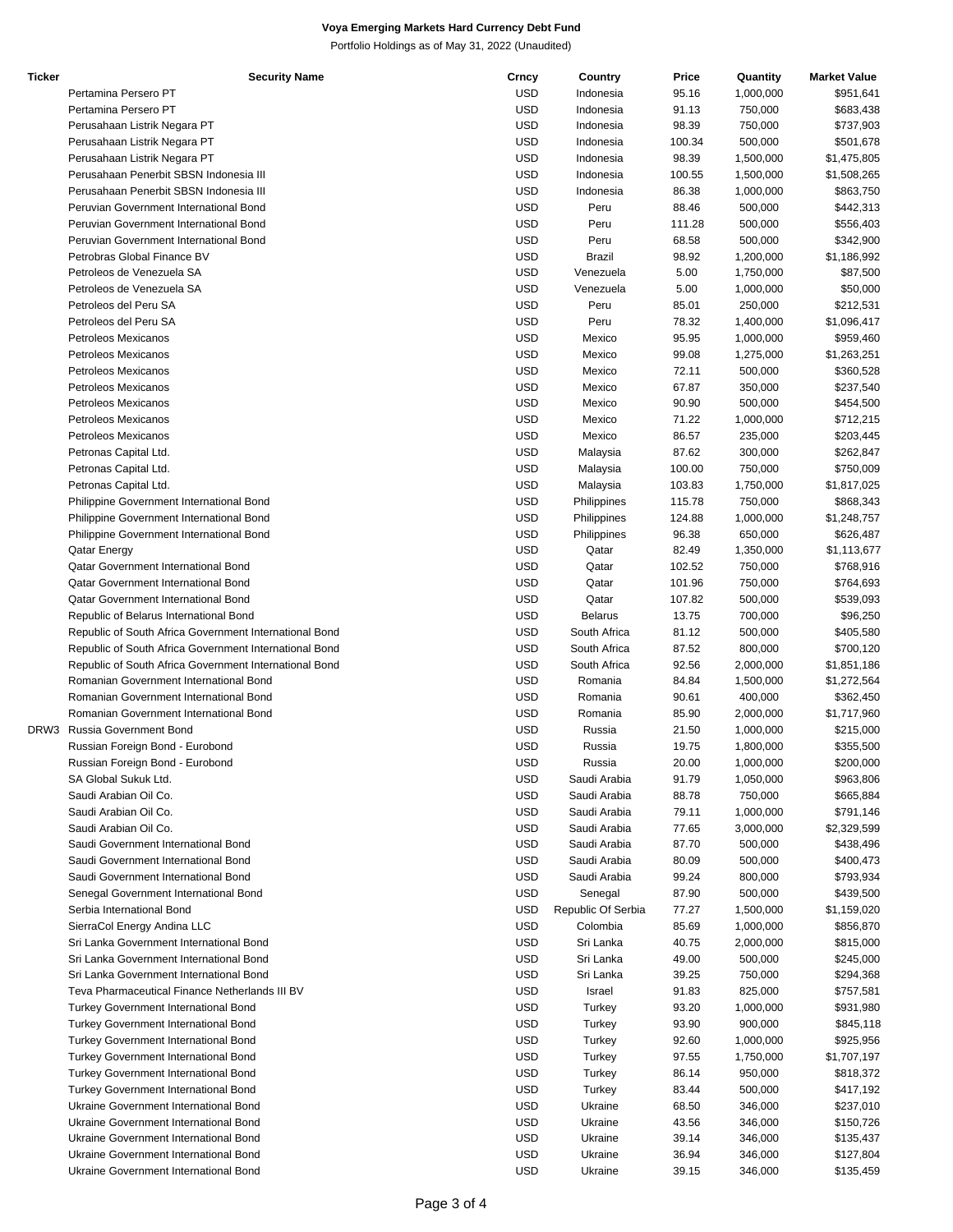**Voya Emerging Markets Hard Currency Debt Fund**

Portfolio Holdings as of May 31, 2022 (Unaudited)

| Ticker | Security Name | Crncy | Country | Price | Quantity | Market Value |
|---|---|---|---|---|---|---|
| | Pertamina Persero PT | USD | Indonesia | 95.16 | 1,000,000 | $951,641 |
| | Pertamina Persero PT | USD | Indonesia | 91.13 | 750,000 | $683,438 |
| | Perusahaan Listrik Negara PT | USD | Indonesia | 98.39 | 750,000 | $737,903 |
| | Perusahaan Listrik Negara PT | USD | Indonesia | 100.34 | 500,000 | $501,678 |
| | Perusahaan Listrik Negara PT | USD | Indonesia | 98.39 | 1,500,000 | $1,475,805 |
| | Perusahaan Penerbit SBSN Indonesia III | USD | Indonesia | 100.55 | 1,500,000 | $1,508,265 |
| | Perusahaan Penerbit SBSN Indonesia III | USD | Indonesia | 86.38 | 1,000,000 | $863,750 |
| | Peruvian Government International Bond | USD | Peru | 88.46 | 500,000 | $442,313 |
| | Peruvian Government International Bond | USD | Peru | 111.28 | 500,000 | $556,403 |
| | Peruvian Government International Bond | USD | Peru | 68.58 | 500,000 | $342,900 |
| | Petrobras Global Finance BV | USD | Brazil | 98.92 | 1,200,000 | $1,186,992 |
| | Petroleos de Venezuela SA | USD | Venezuela | 5.00 | 1,750,000 | $87,500 |
| | Petroleos de Venezuela SA | USD | Venezuela | 5.00 | 1,000,000 | $50,000 |
| | Petroleos del Peru SA | USD | Peru | 85.01 | 250,000 | $212,531 |
| | Petroleos del Peru SA | USD | Peru | 78.32 | 1,400,000 | $1,096,417 |
| | Petroleos Mexicanos | USD | Mexico | 95.95 | 1,000,000 | $959,460 |
| | Petroleos Mexicanos | USD | Mexico | 99.08 | 1,275,000 | $1,263,251 |
| | Petroleos Mexicanos | USD | Mexico | 72.11 | 500,000 | $360,528 |
| | Petroleos Mexicanos | USD | Mexico | 67.87 | 350,000 | $237,540 |
| | Petroleos Mexicanos | USD | Mexico | 90.90 | 500,000 | $454,500 |
| | Petroleos Mexicanos | USD | Mexico | 71.22 | 1,000,000 | $712,215 |
| | Petroleos Mexicanos | USD | Mexico | 86.57 | 235,000 | $203,445 |
| | Petronas Capital Ltd. | USD | Malaysia | 87.62 | 300,000 | $262,847 |
| | Petronas Capital Ltd. | USD | Malaysia | 100.00 | 750,000 | $750,009 |
| | Petronas Capital Ltd. | USD | Malaysia | 103.83 | 1,750,000 | $1,817,025 |
| | Philippine Government International Bond | USD | Philippines | 115.78 | 750,000 | $868,343 |
| | Philippine Government International Bond | USD | Philippines | 124.88 | 1,000,000 | $1,248,757 |
| | Philippine Government International Bond | USD | Philippines | 96.38 | 650,000 | $626,487 |
| | Qatar Energy | USD | Qatar | 82.49 | 1,350,000 | $1,113,677 |
| | Qatar Government International Bond | USD | Qatar | 102.52 | 750,000 | $768,916 |
| | Qatar Government International Bond | USD | Qatar | 101.96 | 750,000 | $764,693 |
| | Qatar Government International Bond | USD | Qatar | 107.82 | 500,000 | $539,093 |
| | Republic of Belarus International Bond | USD | Belarus | 13.75 | 700,000 | $96,250 |
| | Republic of South Africa Government International Bond | USD | South Africa | 81.12 | 500,000 | $405,580 |
| | Republic of South Africa Government International Bond | USD | South Africa | 87.52 | 800,000 | $700,120 |
| | Republic of South Africa Government International Bond | USD | South Africa | 92.56 | 2,000,000 | $1,851,186 |
| | Romanian Government International Bond | USD | Romania | 84.84 | 1,500,000 | $1,272,564 |
| | Romanian Government International Bond | USD | Romania | 90.61 | 400,000 | $362,450 |
| | Romanian Government International Bond | USD | Romania | 85.90 | 2,000,000 | $1,717,960 |
| DRW3 | Russia Government Bond | USD | Russia | 21.50 | 1,000,000 | $215,000 |
| | Russian Foreign Bond - Eurobond | USD | Russia | 19.75 | 1,800,000 | $355,500 |
| | Russian Foreign Bond - Eurobond | USD | Russia | 20.00 | 1,000,000 | $200,000 |
| | SA Global Sukuk Ltd. | USD | Saudi Arabia | 91.79 | 1,050,000 | $963,806 |
| | Saudi Arabian Oil Co. | USD | Saudi Arabia | 88.78 | 750,000 | $665,884 |
| | Saudi Arabian Oil Co. | USD | Saudi Arabia | 79.11 | 1,000,000 | $791,146 |
| | Saudi Arabian Oil Co. | USD | Saudi Arabia | 77.65 | 3,000,000 | $2,329,599 |
| | Saudi Government International Bond | USD | Saudi Arabia | 87.70 | 500,000 | $438,496 |
| | Saudi Government International Bond | USD | Saudi Arabia | 80.09 | 500,000 | $400,473 |
| | Saudi Government International Bond | USD | Saudi Arabia | 99.24 | 800,000 | $793,934 |
| | Senegal Government International Bond | USD | Senegal | 87.90 | 500,000 | $439,500 |
| | Serbia International Bond | USD | Republic Of Serbia | 77.27 | 1,500,000 | $1,159,020 |
| | SierraCol Energy Andina LLC | USD | Colombia | 85.69 | 1,000,000 | $856,870 |
| | Sri Lanka Government International Bond | USD | Sri Lanka | 40.75 | 2,000,000 | $815,000 |
| | Sri Lanka Government International Bond | USD | Sri Lanka | 49.00 | 500,000 | $245,000 |
| | Sri Lanka Government International Bond | USD | Sri Lanka | 39.25 | 750,000 | $294,368 |
| | Teva Pharmaceutical Finance Netherlands III BV | USD | Israel | 91.83 | 825,000 | $757,581 |
| | Turkey Government International Bond | USD | Turkey | 93.20 | 1,000,000 | $931,980 |
| | Turkey Government International Bond | USD | Turkey | 93.90 | 900,000 | $845,118 |
| | Turkey Government International Bond | USD | Turkey | 92.60 | 1,000,000 | $925,956 |
| | Turkey Government International Bond | USD | Turkey | 97.55 | 1,750,000 | $1,707,197 |
| | Turkey Government International Bond | USD | Turkey | 86.14 | 950,000 | $818,372 |
| | Turkey Government International Bond | USD | Turkey | 83.44 | 500,000 | $417,192 |
| | Ukraine Government International Bond | USD | Ukraine | 68.50 | 346,000 | $237,010 |
| | Ukraine Government International Bond | USD | Ukraine | 43.56 | 346,000 | $150,726 |
| | Ukraine Government International Bond | USD | Ukraine | 39.14 | 346,000 | $135,437 |
| | Ukraine Government International Bond | USD | Ukraine | 36.94 | 346,000 | $127,804 |
| | Ukraine Government International Bond | USD | Ukraine | 39.15 | 346,000 | $135,459 |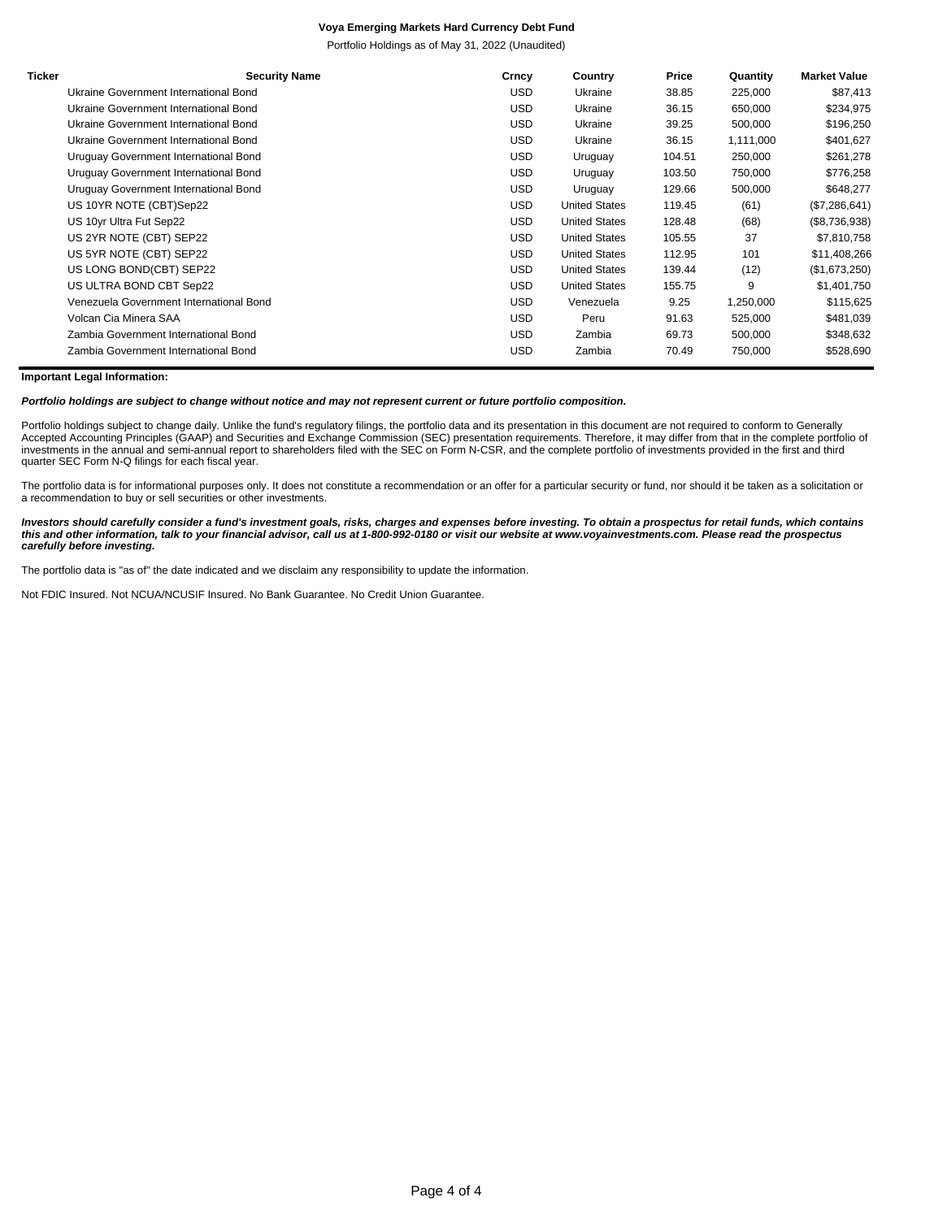**Voya Emerging Markets Hard Currency Debt Fund**

Portfolio Holdings as of May 31, 2022 (Unaudited)

| Ticker | Security Name | Crncy | Country | Price | Quantity | Market Value |
|---|---|---|---|---|---|---|
| | Ukraine Government International Bond | USD | Ukraine | 38.85 | 225,000 | $87,413 |
| | Ukraine Government International Bond | USD | Ukraine | 36.15 | 650,000 | $234,975 |
| | Ukraine Government International Bond | USD | Ukraine | 39.25 | 500,000 | $196,250 |
| | Ukraine Government International Bond | USD | Ukraine | 36.15 | 1,111,000 | $401,627 |
| | Uruguay Government International Bond | USD | Uruguay | 104.51 | 250,000 | $261,278 |
| | Uruguay Government International Bond | USD | Uruguay | 103.50 | 750,000 | $776,258 |
| | Uruguay Government International Bond | USD | Uruguay | 129.66 | 500,000 | $648,277 |
| | US 10YR NOTE (CBT)Sep22 | USD | United States | 119.45 | (61) | ($7,286,641) |
| | US 10yr Ultra Fut Sep22 | USD | United States | 128.48 | (68) | ($8,736,938) |
| | US 2YR NOTE (CBT) SEP22 | USD | United States | 105.55 | 37 | $7,810,758 |
| | US 5YR NOTE (CBT) SEP22 | USD | United States | 112.95 | 101 | $11,408,266 |
| | US LONG BOND(CBT) SEP22 | USD | United States | 139.44 | (12) | ($1,673,250) |
| | US ULTRA BOND CBT Sep22 | USD | United States | 155.75 | 9 | $1,401,750 |
| | Venezuela Government International Bond | USD | Venezuela | 9.25 | 1,250,000 | $115,625 |
| | Volcan Cia Minera SAA | USD | Peru | 91.63 | 525,000 | $481,039 |
| | Zambia Government International Bond | USD | Zambia | 69.73 | 500,000 | $348,632 |
| | Zambia Government International Bond | USD | Zambia | 70.49 | 750,000 | $528,690 |

**Important Legal Information:**

***Portfolio holdings are subject to change without notice and may not represent current or future portfolio composition.***

Portfolio holdings subject to change daily. Unlike the fund's regulatory filings, the portfolio data and its presentation in this document are not required to conform to Generally Accepted Accounting Principles (GAAP) and Securities and Exchange Commission (SEC) presentation requirements. Therefore, it may differ from that in the complete portfolio of investments in the annual and semi-annual report to shareholders filed with the SEC on Form N-CSR, and the complete portfolio of investments provided in the first and third quarter SEC Form N-Q filings for each fiscal year.

The portfolio data is for informational purposes only. It does not constitute a recommendation or an offer for a particular security or fund, nor should it be taken as a solicitation or a recommendation to buy or sell securities or other investments.

***Investors should carefully consider a fund's investment goals, risks, charges and expenses before investing. To obtain a prospectus for retail funds, which contains this and other information, talk to your financial advisor, call us at 1-800-992-0180 or visit our website at www.voyainvestments.com. Please read the prospectus carefully before investing.***

The portfolio data is "as of" the date indicated and we disclaim any responsibility to update the information.

Not FDIC Insured. Not NCUA/NCUSIF Insured. No Bank Guarantee. No Credit Union Guarantee.